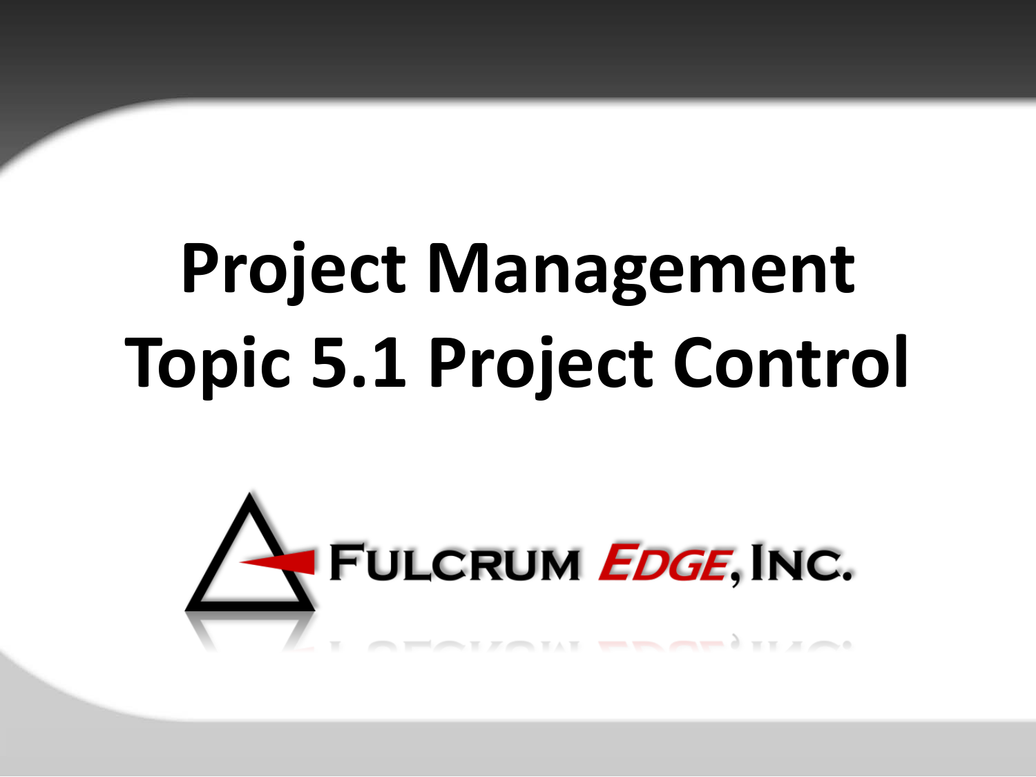# Project Management
# Topic 5.1 Project Control

Fulcrum Edge, Inc.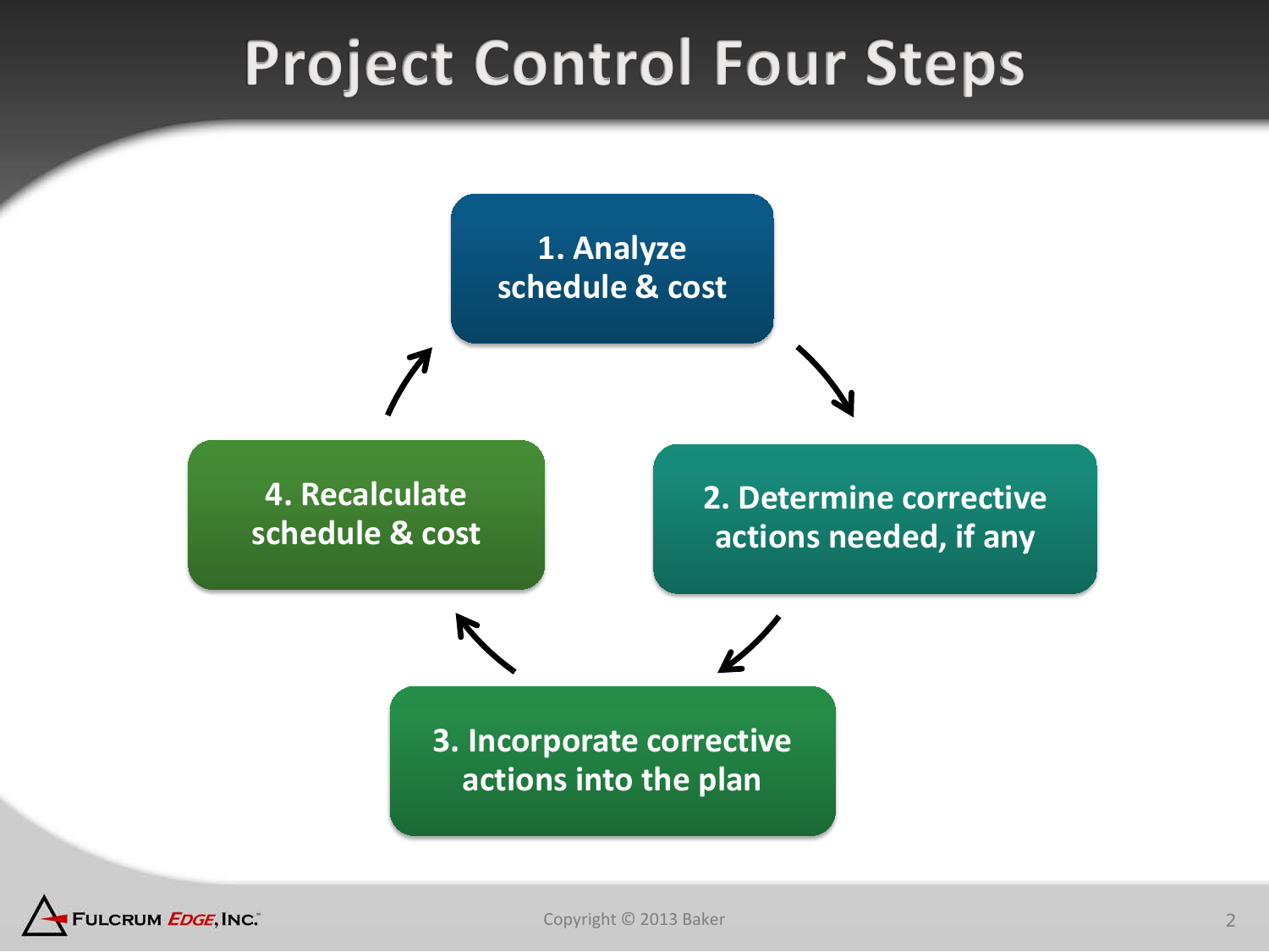# Project Control Four Steps

1. Analyze schedule & cost
2. Determine corrective actions needed, if any
3. Incorporate corrective actions into the plan
4. Recalculate schedule & cost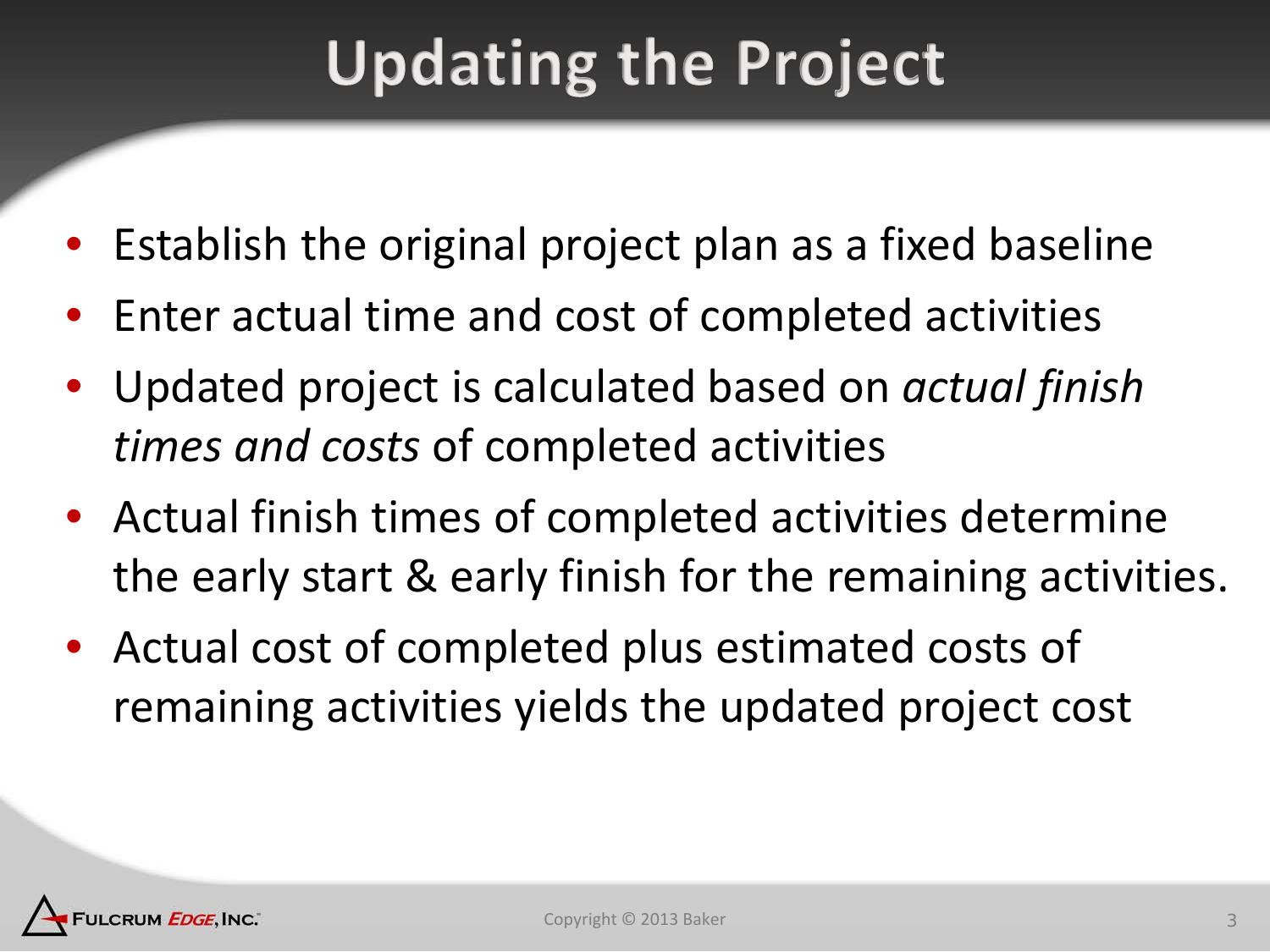# Updating the Project

- Establish the original project plan as a fixed baseline
- Enter actual time and cost of completed activities
- Updated project is calculated based on *actual finish times and costs* of completed activities
- Actual finish times of completed activities determine the early start & early finish for the remaining activities.
- Actual cost of completed plus estimated costs of remaining activities yields the updated project cost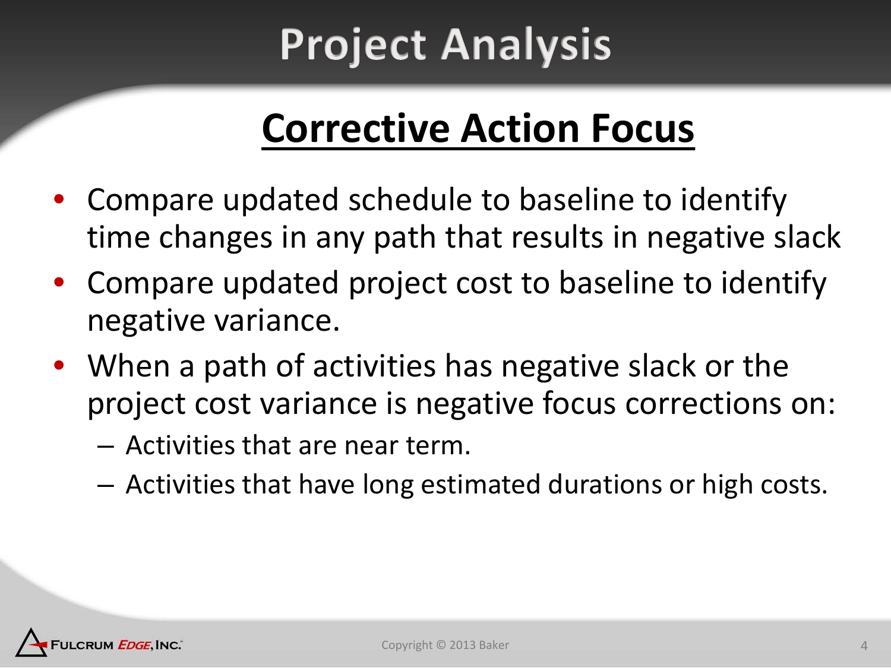# Project Analysis

## Corrective Action Focus

- Compare updated schedule to baseline to identify time changes in any path that results in negative slack
- Compare updated project cost to baseline to identify negative variance.
- When a path of activities has negative slack or the project cost variance is negative focus corrections on:
  - Activities that are near term.
  - Activities that have long estimated durations or high costs.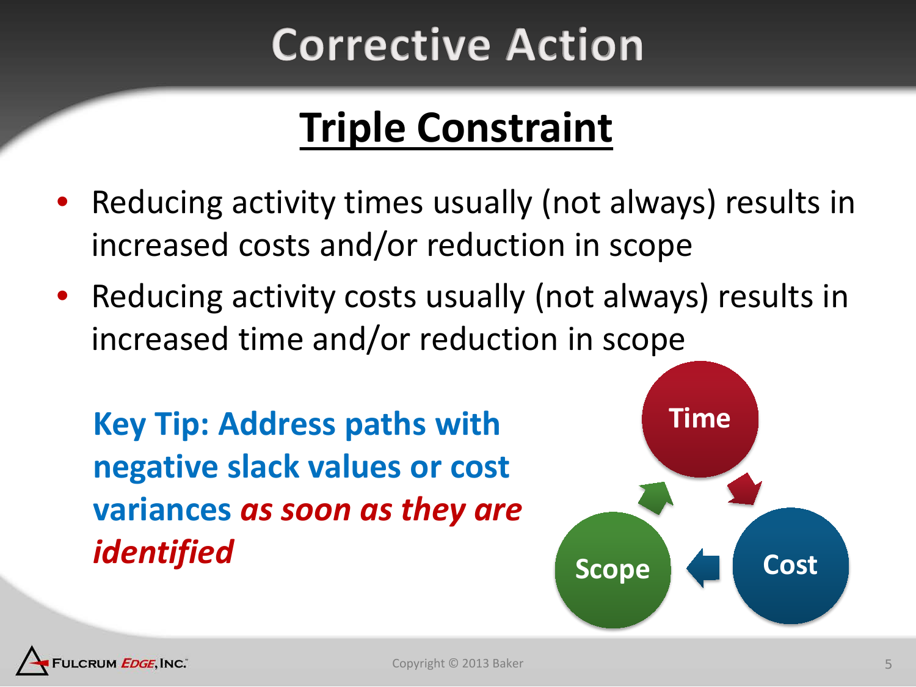# Corrective Action

## Triple Constraint

- Reducing activity times usually (not always) results in increased costs and/or reduction in scope
- Reducing activity costs usually (not always) results in increased time and/or reduction in scope

**Key Tip: Address paths with negative slack values or cost variances *as soon as they are identified***

Time

Cost

Scope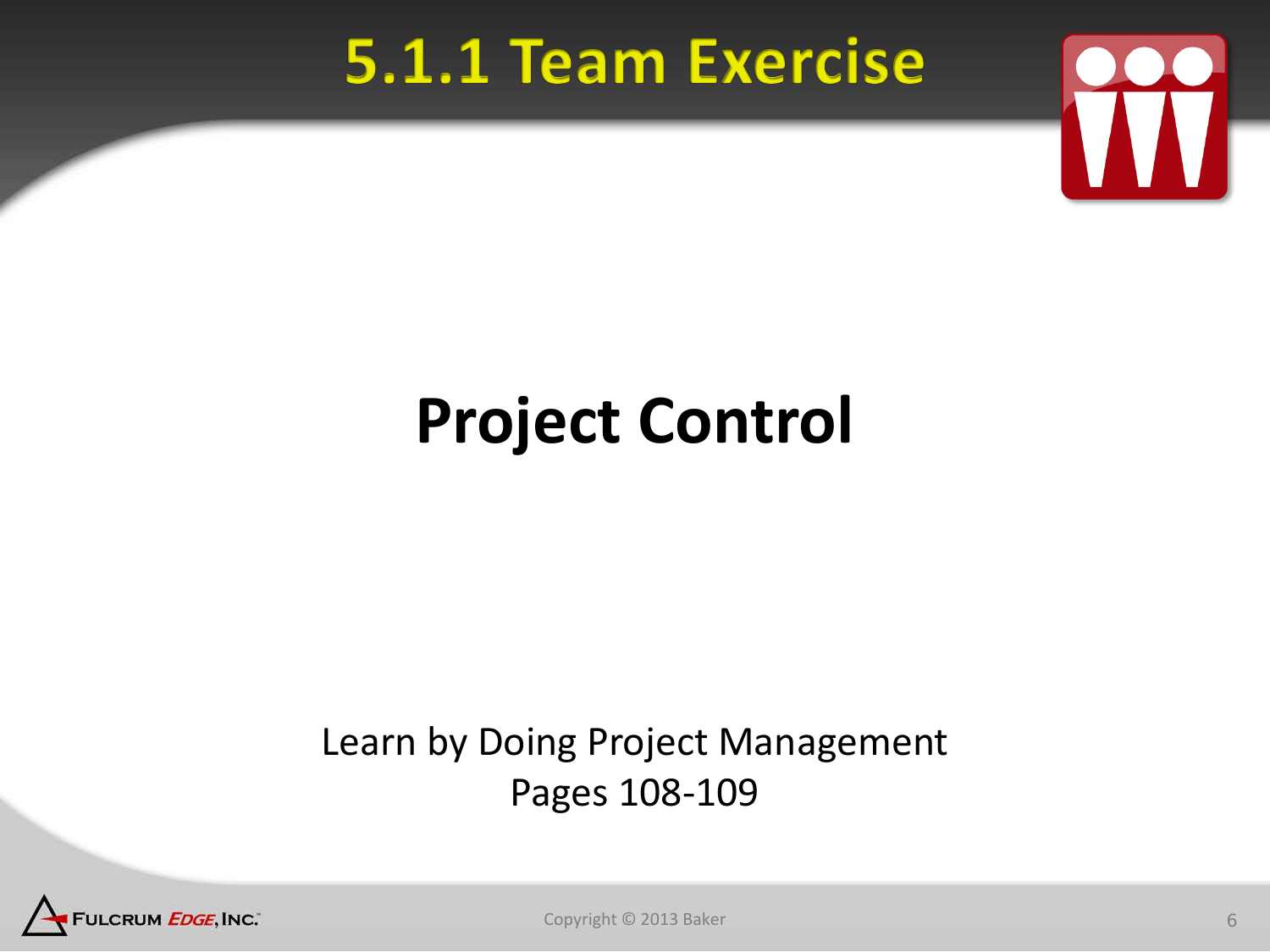# 5.1.1 Team Exercise

## Project Control

Learn by Doing Project Management
Pages 108-109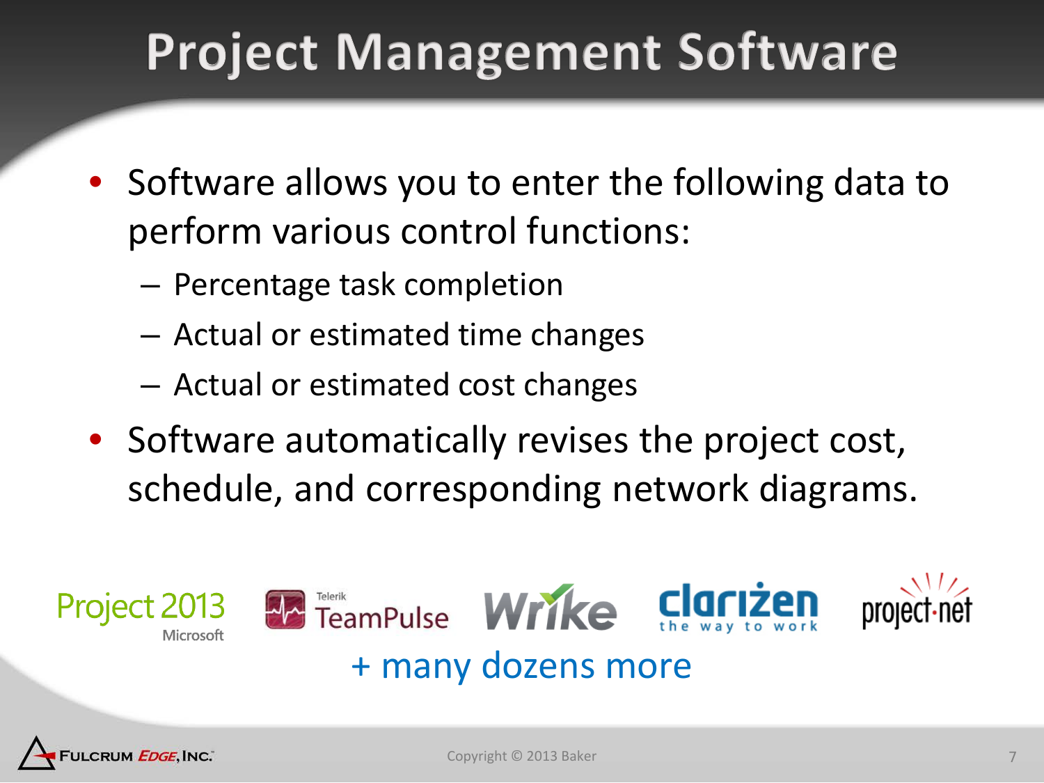# Project Management Software

- Software allows you to enter the following data to perform various control functions:
  - Percentage task completion
  - Actual or estimated time changes
  - Actual or estimated cost changes
- Software automatically revises the project cost, schedule, and corresponding network diagrams.

Project 2013 Microsoft

Telerik TeamPulse

Wrike

clarizen the way to work

project·net

+ many dozens more